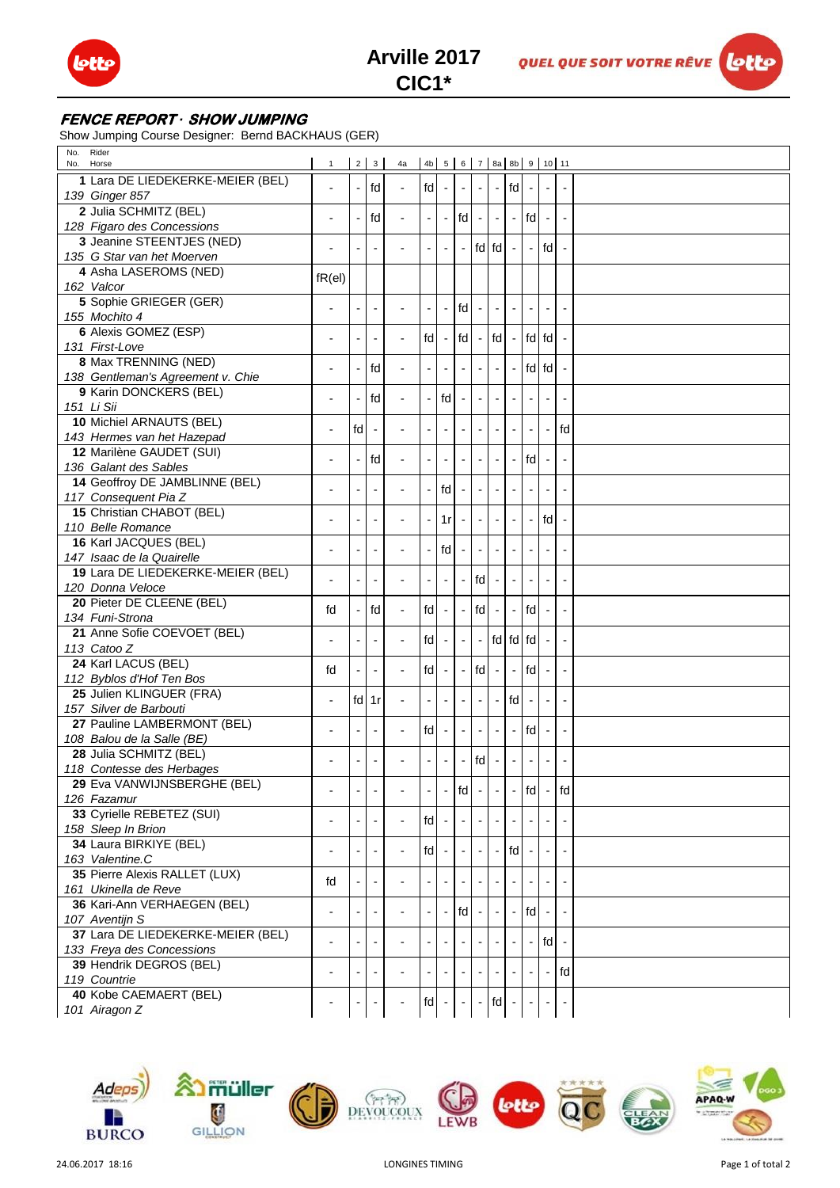# Arville 2017
# CIC1*

## FENCE REPORT · SHOW JUMPING

Show Jumping Course Designer: Bernd BACKHAUS (GER)

| No. Rider / No. Horse | 1 | 2 | 3 | 4a | 4b | 5 | 6 | 7 | 8a | 8b | 9 | 10 | 11 |
|---|---|---|---|---|---|---|---|---|---|---|---|---|---|
| 1 Lara DE LIEDEKERKE-MEIER (BEL) / 139 Ginger 857 | - | - | fd | - | fd | - | - | - | - | fd | - | - | - |
| 2 Julia SCHMITZ (BEL) / 128 Figaro des Concessions | - | - | fd | - | - | - | fd | - | - | - | fd | - | - |
| 3 Jeanine STEENTJES (NED) / 135 G Star van het Moeven | - | - | - | - | - | - | - | fd | fd | - | - | fd | - |
| 4 Asha LASEROMS (NED) / 162 Valcor | fR(el) | | | | | | | | | | | | |
| 5 Sophie GRIEGER (GER) / 155 Mochito 4 | - | - | - | - | - | - | fd | - | - | - | - | - | - |
| 6 Alexis GOMEZ (ESP) / 131 First-Love | - | - | - | - | fd | - | fd | - | fd | - | fd | fd | - |
| 8 Max TRENNING (NED) / 138 Gentleman's Agreement v. Chie | - | - | fd | - | - | - | - | - | - | - | fd | fd | - |
| 9 Karin DONCKERS (BEL) / 151 Li Sii | - | - | fd | - | - | fd | - | - | - | - | - | - | - |
| 10 Michiel ARNAUTS (BEL) / 143 Hermes van het Hazepad | - | fd | - | - | - | - | - | - | - | - | - | - | fd |
| 12 Marilène GAUDET (SUI) / 136 Galant des Sables | - | - | fd | - | - | - | - | - | - | - | fd | - | - |
| 14 Geoffroy DE JAMBLINNE (BEL) / 117 Consequent Pia Z | - | - | - | - | - | fd | - | - | - | - | - | - | - |
| 15 Christian CHABOT (BEL) / 110 Belle Romance | - | - | - | - | - | 1r | - | - | - | - | - | fd | - |
| 16 Karl JACQUES (BEL) / 147 Isaac de la Quairelle | - | - | - | - | - | fd | - | - | - | - | - | - | - |
| 19 Lara DE LIEDEKERKE-MEIER (BEL) / 120 Donna Veloce | - | - | - | - | - | - | - | fd | - | - | - | - | - |
| 20 Pieter DE CLEENE (BEL) / 134 Funi-Strona | fd | - | fd | - | fd | - | - | fd | - | - | fd | - | - |
| 21 Anne Sofie COEVOET (BEL) / 113 Catoo Z | - | - | - | - | fd | - | - | - | fd | fd | fd | - | - |
| 24 Karl LACUS (BEL) / 112 Byblos d'Hof Ten Bos | fd | - | - | - | fd | - | - | fd | - | - | fd | - | - |
| 25 Julien KLINGUER (FRA) / 157 Silver de Barbouti | - | fd | 1r | - | - | - | - | - | - | fd | - | - | - |
| 27 Pauline LAMBERMONT (BEL) / 108 Balou de la Salle (BE) | - | - | - | - | fd | - | - | - | - | - | fd | - | - |
| 28 Julia SCHMITZ (BEL) / 118 Contesse des Herbages | - | - | - | - | - | - | - | fd | - | - | - | - | - |
| 29 Eva VANWIJNSBERGHE (BEL) / 126 Fazamur | - | - | - | - | - | - | fd | - | - | - | fd | - | fd |
| 33 Cyrielle REBETEZ (SUI) / 158 Sleep In Brion | - | - | - | - | fd | - | - | - | - | - | - | - | - |
| 34 Laura BIRKIYE (BEL) / 163 Valentine.C | - | - | - | - | fd | - | - | - | - | fd | - | - | - |
| 35 Pierre Alexis RALLET (LUX) / 161 Ukinella de Reve | fd | - | - | - | - | - | - | - | - | - | - | - | - |
| 36 Kari-Ann VERHAEGEN (BEL) / 107 Aventijn S | - | - | - | - | - | - | fd | - | - | - | fd | - | - |
| 37 Lara DE LIEDEKERKE-MEIER (BEL) / 133 Freya des Concessions | - | - | - | - | - | - | - | - | - | - | - | fd | - |
| 39 Hendrik DEGROS (BEL) / 119 Countrie | - | - | - | - | - | - | - | - | - | - | - | - | fd |
| 40 Kobe CAEMAERT (BEL) / 101 Airagon Z | - | - | - | - | fd | - | - | - | fd | - | - | - | - |

24.06.2017 18:16 LONGINES TIMING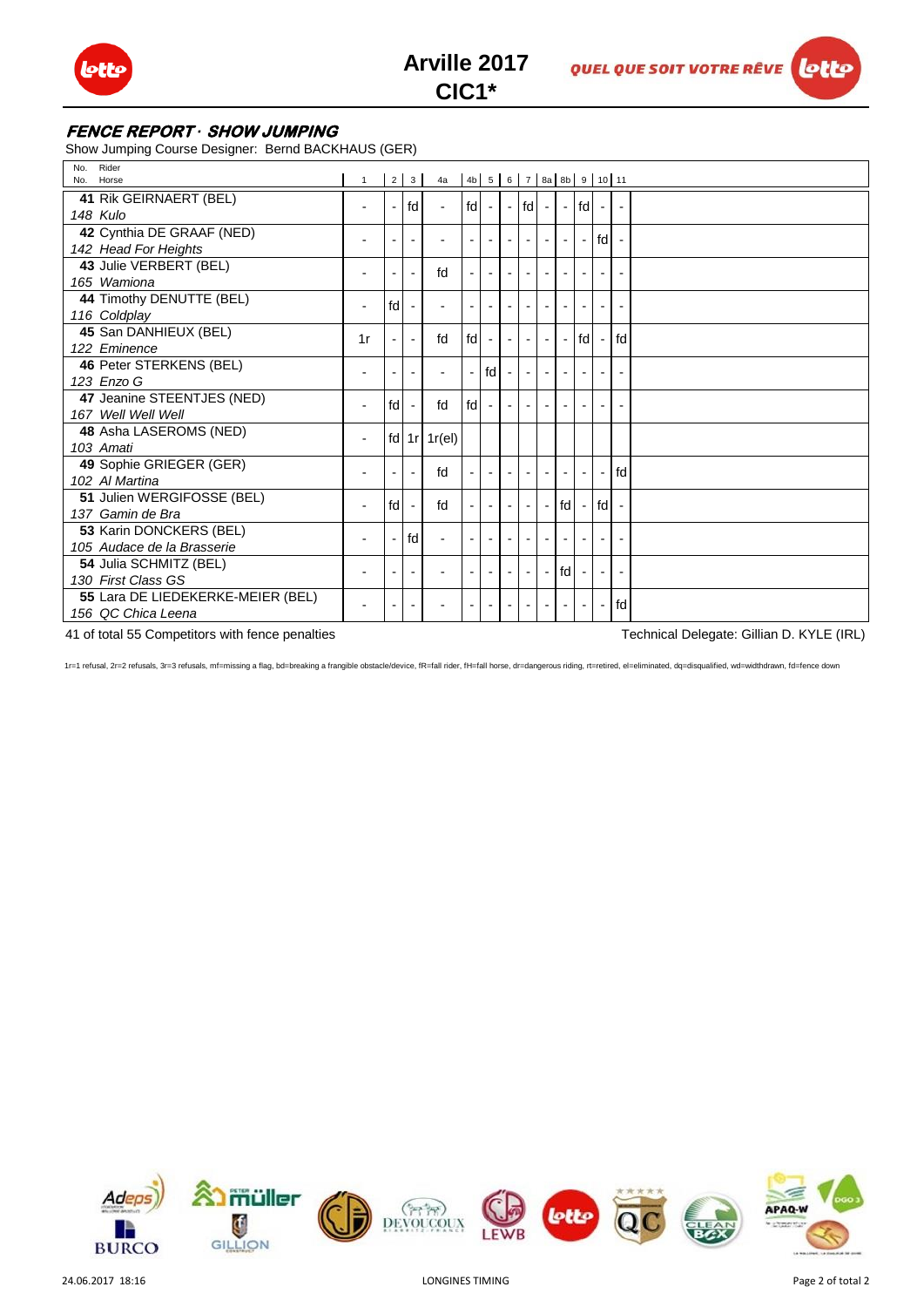# Arville 2017

# CIC1*

QUEL QUE SOIT VOTRE RÊVE

## FENCE REPORT · SHOW JUMPING

Show Jumping Course Designer: Bernd BACKHAUS (GER)

| No. Rider / No. Horse | 1 | 2 | 3 | 4a | 4b | 5 | 6 | 7 | 8a | 8b | 9 | 10 | 11 |
|---|---|---|---|---|---|---|---|---|---|---|---|---|---|
| **41** Rik GEIRNAERT (BEL) / *148 Kulo* | - | - | fd | - | fd | - | - | fd | - | - | fd | - | - |
| **42** Cynthia DE GRAAF (NED) / *142 Head For Heights* | - | - | - | - | - | - | - | - | - | - | - | fd | - |
| **43** Julie VERBERT (BEL) / *165 Wamiona* | - | - | - | fd | - | - | - | - | - | - | - | - | - |
| **44** Timothy DENUTTE (BEL) / *116 Coldplay* | - | fd | - | - | - | - | - | - | - | - | - | - | - |
| **45** San DANHIEUX (BEL) / *122 Eminence* | 1r | - | - | fd | fd | - | - | - | - | - | fd | - | fd |
| **46** Peter STERKENS (BEL) / *123 Enzo G* | - | - | - | - | - | fd | - | - | - | - | - | - | - |
| **47** Jeanine STEENTJES (NED) / *167 Well Well Well* | - | fd | - | fd | fd | - | - | - | - | - | - | - | - |
| **48** Asha LASEROMS (NED) / *103 Amati* | - | fd | 1r | 1r(el) | | | | | | | | | |
| **49** Sophie GRIEGER (GER) / *102 Al Martina* | - | - | - | fd | - | - | - | - | - | - | - | - | fd |
| **51** Julien WERGIFOSSE (BEL) / *137 Gamin de Bra* | - | fd | - | fd | - | - | - | - | - | fd | - | fd | - |
| **53** Karin DONCKERS (BEL) / *105 Audace de la Brasserie* | - | - | fd | - | - | - | - | - | - | - | - | - | - |
| **54** Julia SCHMITZ (BEL) / *130 First Class GS* | - | - | - | - | - | - | - | - | - | fd | - | - | - |
| **55** Lara DE LIEDEKERKE-MEIER (BEL) / *156 QC Chica Leena* | - | - | - | - | - | - | - | - | - | - | - | - | fd |

41 of total 55 Competitors with fence penalties

Technical Delegate: Gillian D. KYLE (IRL)

1r=1 refusal, 2r=2 refusals, 3r=3 refusals, mf=missing a flag, bd=breaking a frangible obstacle/device, fR=fall rider, fH=fall horse, dr=dangerous riding, rt=retired, el=eliminated, dq=disqualified, wd=widthdrawn, fd=fence down

24.06.2017 18:16

LONGINES TIMING